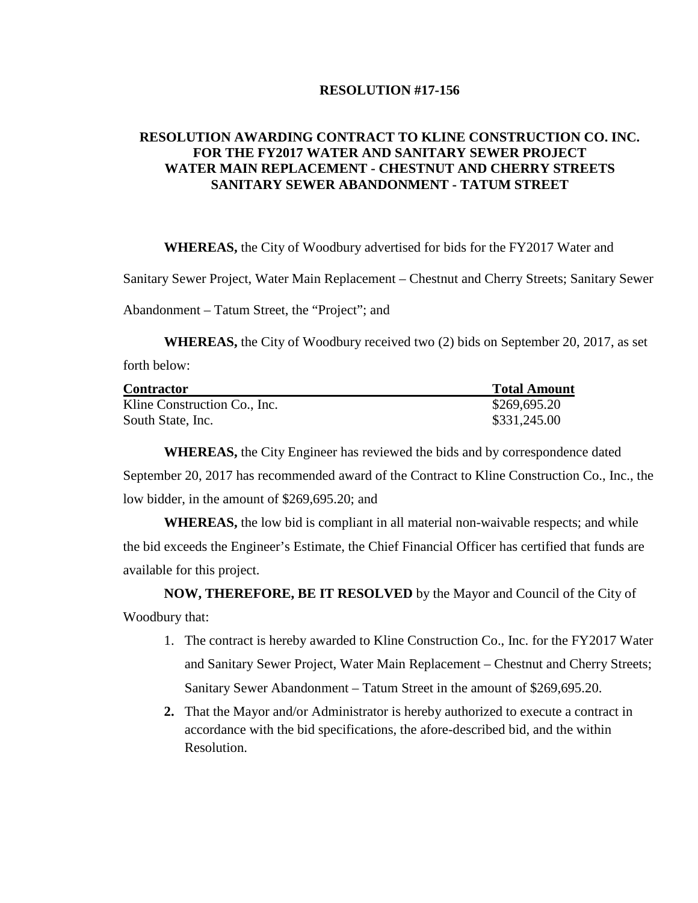# RESOLUTION #17-156

## RESOLUTION AWARDING CONTRACT TO KLINE CONSTRUCTION CO. INC. FOR THE FY2017 WATER AND SANITARY SEWER PROJECT WATER MAIN REPLACEMENT - CHESTNUT AND CHERRY STREETS SANITARY SEWER ABANDONMENT - TATUM STREET

**WHEREAS,** the City of Woodbury advertised for bids for the FY2017 Water and Sanitary Sewer Project, Water Main Replacement – Chestnut and Cherry Streets; Sanitary Sewer Abandonment – Tatum Street, the "Project"; and

**WHEREAS,** the City of Woodbury received two (2) bids on September 20, 2017, as set forth below:

| Contractor | Total Amount |
|---|---|
| Kline Construction Co., Inc. | $269,695.20 |
| South State, Inc. | $331,245.00 |

**WHEREAS,** the City Engineer has reviewed the bids and by correspondence dated September 20, 2017 has recommended award of the Contract to Kline Construction Co., Inc., the low bidder, in the amount of $269,695.20; and

**WHEREAS,** the low bid is compliant in all material non-waivable respects; and while the bid exceeds the Engineer's Estimate, the Chief Financial Officer has certified that funds are available for this project.

**NOW, THEREFORE, BE IT RESOLVED** by the Mayor and Council of the City of Woodbury that:

1. The contract is hereby awarded to Kline Construction Co., Inc. for the FY2017 Water and Sanitary Sewer Project, Water Main Replacement – Chestnut and Cherry Streets; Sanitary Sewer Abandonment – Tatum Street in the amount of $269,695.20.
2. That the Mayor and/or Administrator is hereby authorized to execute a contract in accordance with the bid specifications, the afore-described bid, and the within Resolution.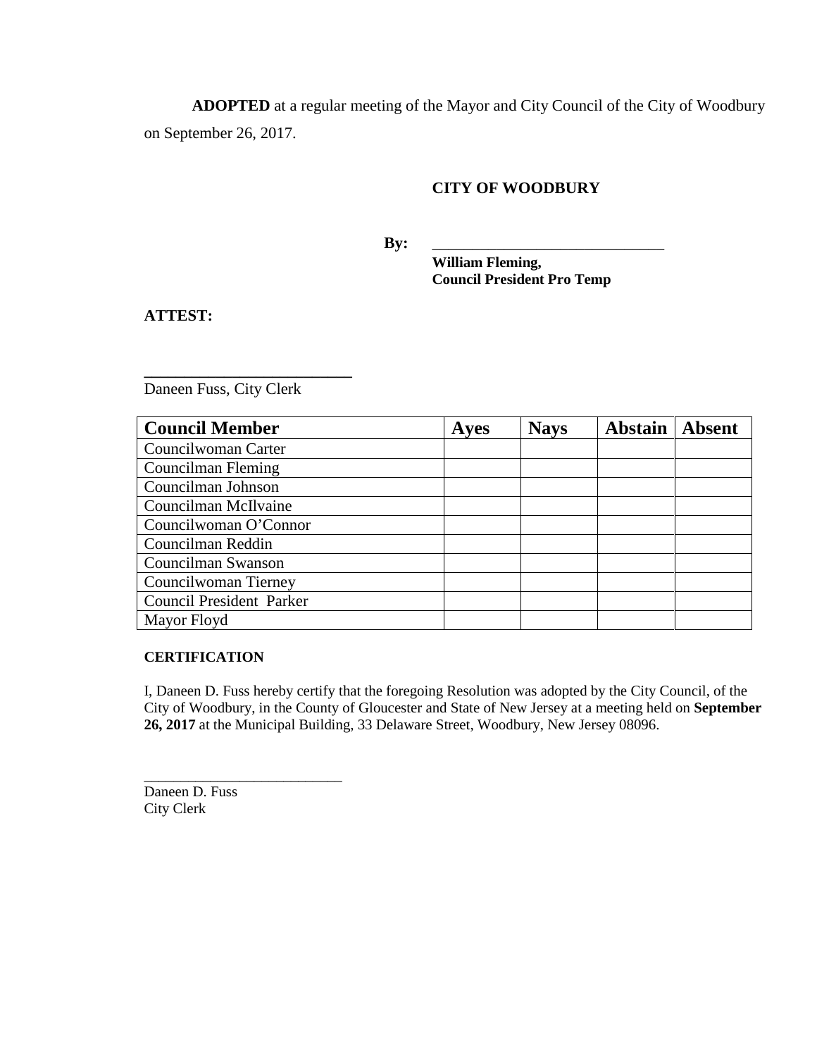**ADOPTED** at a regular meeting of the Mayor and City Council of the City of Woodbury on September 26, 2017.

**CITY OF WOODBURY**

**By:** \_\_\_\_\_\_\_\_\_\_\_\_\_\_\_\_\_\_\_\_\_\_\_\_\_\_\_\_\_\_\_

**William Fleming,**
**Council President Pro Temp**

**ATTEST:**

\_\_\_\_\_\_\_\_\_\_\_\_\_\_\_\_\_\_\_\_\_\_\_\_\_\_\_
Daneen Fuss, City Clerk

| Council Member | Ayes | Nays | Abstain | Absent |
|---|---|---|---|---|
| Councilwoman Carter | | | | |
| Councilman Fleming | | | | |
| Councilman Johnson | | | | |
| Councilman McIlvaine | | | | |
| Councilwoman O'Connor | | | | |
| Councilman Reddin | | | | |
| Councilman Swanson | | | | |
| Councilwoman Tierney | | | | |
| Council President Parker | | | | |
| Mayor Floyd | | | | |

**CERTIFICATION**

I, Daneen D. Fuss hereby certify that the foregoing Resolution was adopted by the City Council, of the City of Woodbury, in the County of Gloucester and State of New Jersey at a meeting held on **September 26, 2017** at the Municipal Building, 33 Delaware Street, Woodbury, New Jersey 08096.

\_\_\_\_\_\_\_\_\_\_\_\_\_\_\_\_\_\_\_\_\_\_\_\_\_\_\_
Daneen D. Fuss
City Clerk